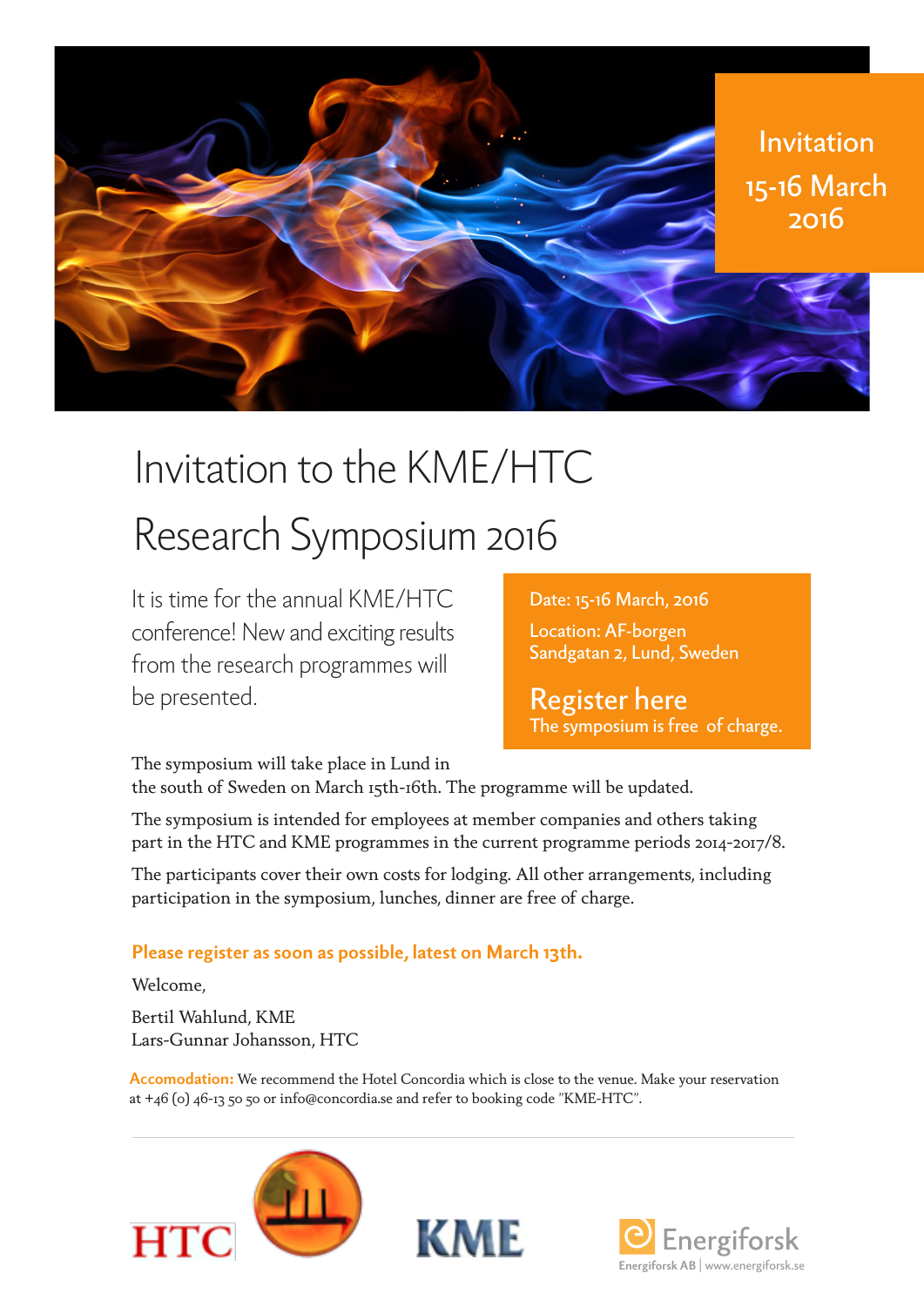Invitation
15-16 March
2016

# Invitation to the KME/HTC Research Symposium 2016

It is time for the annual KME/HTC conference! New and exciting results from the research programmes will be presented.

Date: 15-16 March, 2016

Location: AF-borgen
Sandgatan 2, Lund, Sweden

**Register here**
The symposium is free of charge.

The symposium will take place in Lund in the south of Sweden on March 15th-16th. The programme will be updated.

The symposium is intended for employees at member companies and others taking part in the HTC and KME programmes in the current programme periods 2014-2017/8.

The participants cover their own costs for lodging. All other arrangements, including participation in the symposium, lunches, dinner are free of charge.

**Please register as soon as possible, latest on March 13th.**

Welcome,

Bertil Wahlund, KME
Lars-Gunnar Johansson, HTC

**Accomodation:** We recommend the Hotel Concordia which is close to the venue. Make your reservation at +46 (0) 46-13 50 50 or info@concordia.se and refer to booking code "KME-HTC".

HTC | KME | Energiforsk

Energiforsk AB | www.energiforsk.se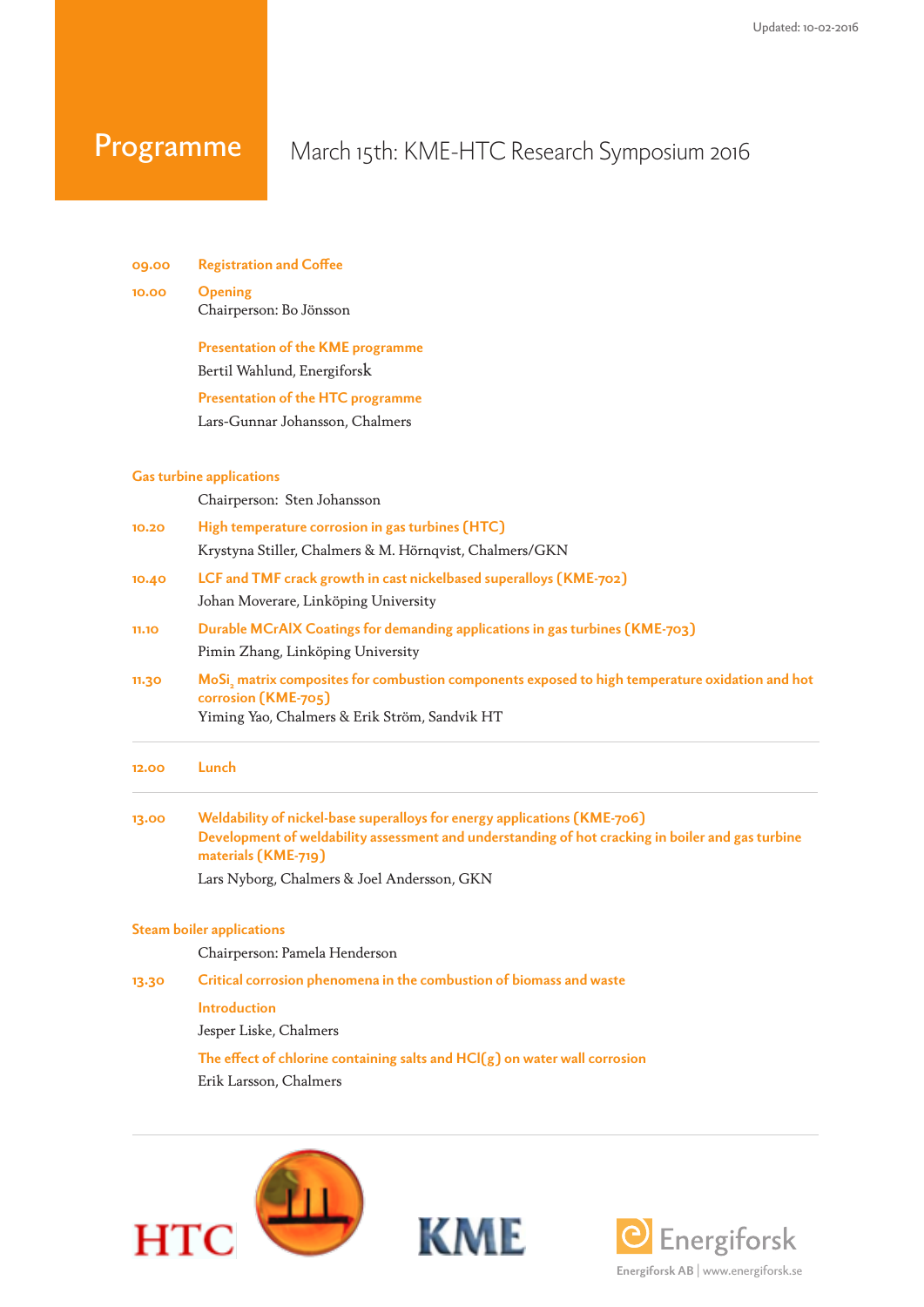Updated: 10-02-2016

# Programme

## March 15th: KME-HTC Research Symposium 2016

**09.00** **Registration and Coffee**

**10.00** **Opening**
Chairperson: Bo Jönsson

**Presentation of the KME programme**
Bertil Wahlund, Energiforsk

**Presentation of the HTC programme**
Lars-Gunnar Johansson, Chalmers

### Gas turbine applications

Chairperson: Sten Johansson

**10.20** **High temperature corrosion in gas turbines (HTC)**
Krystyna Stiller, Chalmers & M. Hörnqvist, Chalmers/GKN

**10.40** **LCF and TMF crack growth in cast nickelbased superalloys (KME-702)**
Johan Moverare, Linköping University

**11.10** **Durable MCrAlX Coatings for demanding applications in gas turbines (KME-703)**
Pimin Zhang, Linköping University

**11.30** **$MoSi_2$ matrix composites for combustion components exposed to high temperature oxidation and hot corrosion (KME-705)**
Yiming Yao, Chalmers & Erik Ström, Sandvik HT

---

**12.00** **Lunch**

---

**13.00** **Weldability of nickel-base superalloys for energy applications (KME-706)**
**Development of weldability assessment and understanding of hot cracking in boiler and gas turbine materials (KME-719)**
Lars Nyborg, Chalmers & Joel Andersson, GKN

### Steam boiler applications

Chairperson: Pamela Henderson

**13.30** **Critical corrosion phenomena in the combustion of biomass and waste**

**Introduction**
Jesper Liske, Chalmers

**The effect of chlorine containing salts and HCl(g) on water wall corrosion**
Erik Larsson, Chalmers

---

HTC KME Energiforsk

Energiforsk AB | www.energiforsk.se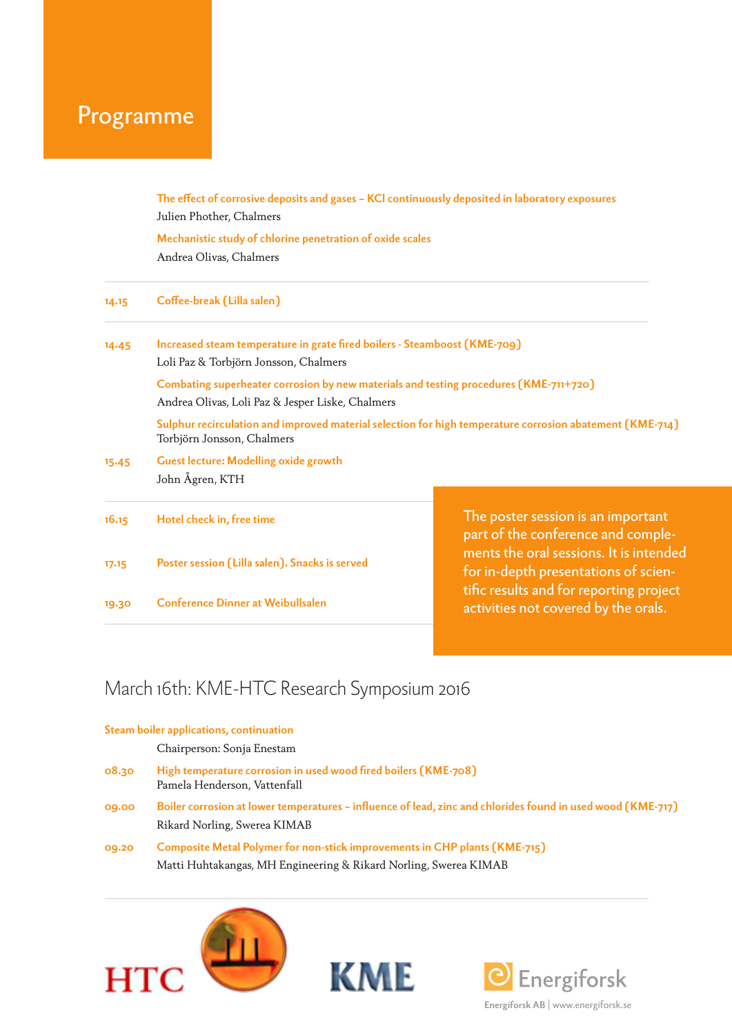# Programme

**The effect of corrosive deposits and gases – KCl continuously deposited in laboratory exposures**
Julien Phother, Chalmers

**Mechanistic study of chlorine penetration of oxide scales**
Andrea Olivas, Chalmers

**14.15** **Coffee-break (Lilla salen)**

**14.45** **Increased steam temperature in grate fired boilers - Steamboost (KME-709)**
Loli Paz & Torbjörn Jonsson, Chalmers

**Combating superheater corrosion by new materials and testing procedures (KME-711+720)**
Andrea Olivas, Loli Paz & Jesper Liske, Chalmers

**Sulphur recirculation and improved material selection for high temperature corrosion abatement (KME-714)**
Torbjörn Jonsson, Chalmers

**15.45** **Guest lecture: Modelling oxide growth**
John Ågren, KTH

**16.15** **Hotel check in, free time**

**17.15** **Poster session (Lilla salen). Snacks is served**

**19.30** **Conference Dinner at Weibullsalen**

The poster session is an important part of the conference and complements the oral sessions. It is intended for in-depth presentations of scientific results and for reporting project activities not covered by the orals.

## March 16th: KME-HTC Research Symposium 2016

**Steam boiler applications, continuation**

Chairperson: Sonja Enestam

**08.30** **High temperature corrosion in used wood fired boilers (KME-708)**
Pamela Henderson, Vattenfall

**09.00** **Boiler corrosion at lower temperatures – influence of lead, zinc and chlorides found in used wood (KME-717)**
Rikard Norling, Swerea KIMAB

**09.20** **Composite Metal Polymer for non-stick improvements in CHP plants (KME-715)**
Matti Huhtakangas, MH Engineering & Rikard Norling, Swerea KIMAB

HTC KME Energiforsk

Energiforsk AB | www.energiforsk.se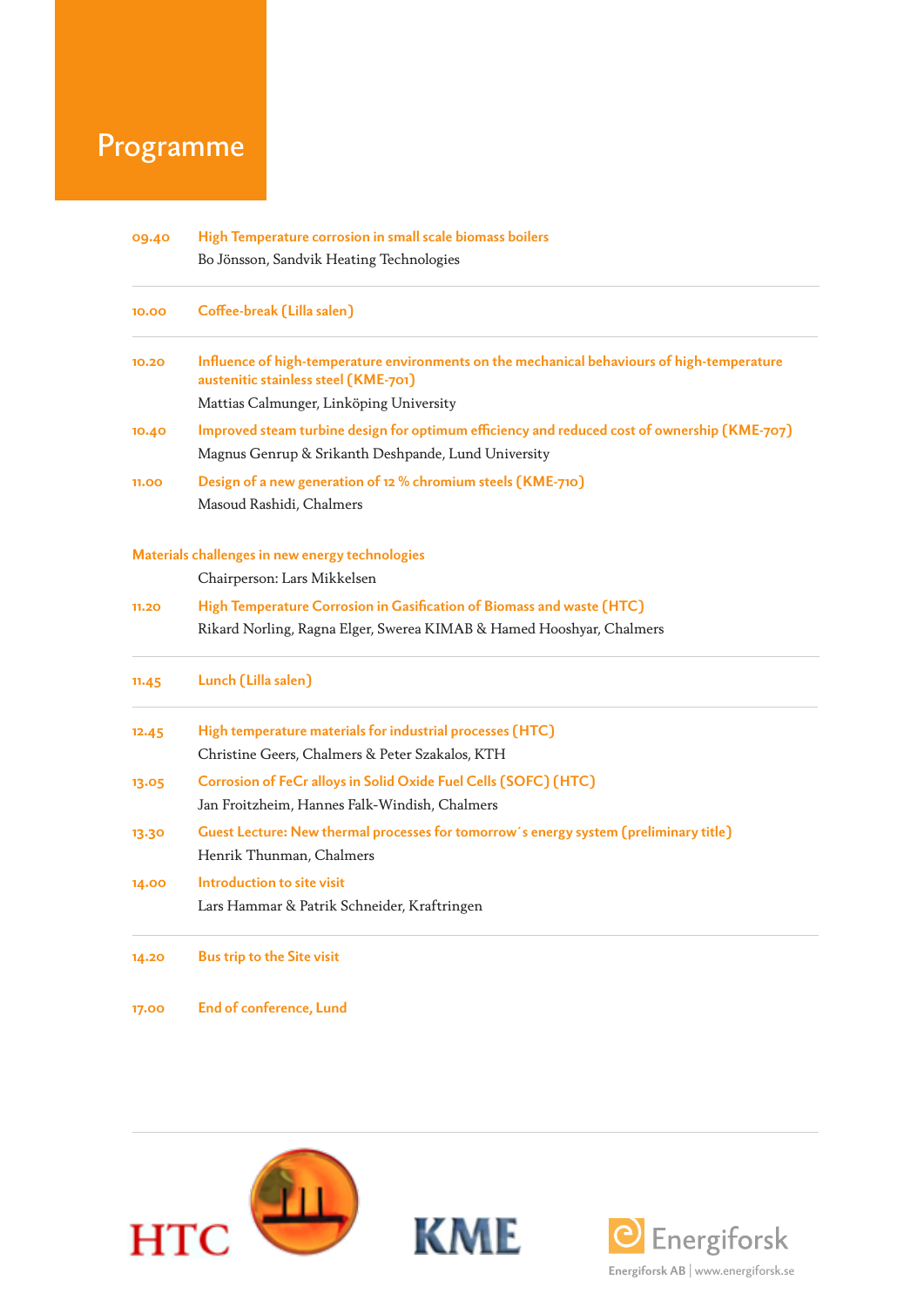# Programme

**09.40** **High Temperature corrosion in small scale biomass boilers**
Bo Jönsson, Sandvik Heating Technologies

---

**10.00** **Coffee-break (Lilla salen)**

---

**10.20** **Influence of high-temperature environments on the mechanical behaviours of high-temperature austenitic stainless steel (KME-701)**
Mattias Calmunger, Linköping University

**10.40** **Improved steam turbine design for optimum efficiency and reduced cost of ownership (KME-707)**
Magnus Genrup & Srikanth Deshpande, Lund University

**11.00** **Design of a new generation of 12 % chromium steels (KME-710)**
Masoud Rashidi, Chalmers

## Materials challenges in new energy technologies

Chairperson: Lars Mikkelsen

**11.20** **High Temperature Corrosion in Gasification of Biomass and waste (HTC)**
Rikard Norling, Ragna Elger, Swerea KIMAB & Hamed Hooshyar, Chalmers

---

**11.45** **Lunch (Lilla salen)**

---

**12.45** **High temperature materials for industrial processes (HTC)**
Christine Geers, Chalmers & Peter Szakalos, KTH

**13.05** **Corrosion of FeCr alloys in Solid Oxide Fuel Cells (SOFC) (HTC)**
Jan Froitzheim, Hannes Falk-Windish, Chalmers

**13.30** **Guest Lecture: New thermal processes for tomorrow´s energy system (preliminary title)**
Henrik Thunman, Chalmers

**14.00** **Introduction to site visit**
Lars Hammar & Patrik Schneider, Kraftringen

---

**14.20** **Bus trip to the Site visit**

**17.00** **End of conference, Lund**

---

HTC KME Energiforsk

Energiforsk AB | www.energiforsk.se